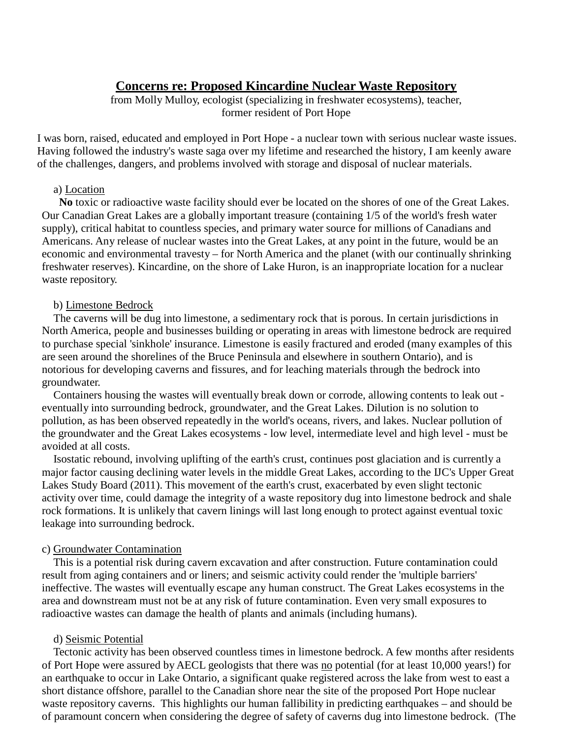# Concerns re: Proposed Kincardine Nuclear Waste Repository

from Molly Mulloy, ecologist (specializing in freshwater ecosystems), teacher,
former resident of Port Hope

I was born, raised, educated and employed in Port Hope - a nuclear town with serious nuclear waste issues. Having followed the industry's waste saga over my lifetime and researched the history, I am keenly aware of the challenges, dangers, and problems involved with storage and disposal of nuclear materials.

a) Location

**No** toxic or radioactive waste facility should ever be located on the shores of one of the Great Lakes. Our Canadian Great Lakes are a globally important treasure (containing 1/5 of the world's fresh water supply), critical habitat to countless species, and primary water source for millions of Canadians and Americans. Any release of nuclear wastes into the Great Lakes, at any point in the future, would be an economic and environmental travesty – for North America and the planet (with our continually shrinking freshwater reserves). Kincardine, on the shore of Lake Huron, is an inappropriate location for a nuclear waste repository.

b) Limestone Bedrock

The caverns will be dug into limestone, a sedimentary rock that is porous. In certain jurisdictions in North America, people and businesses building or operating in areas with limestone bedrock are required to purchase special 'sinkhole' insurance. Limestone is easily fractured and eroded (many examples of this are seen around the shorelines of the Bruce Peninsula and elsewhere in southern Ontario), and is notorious for developing caverns and fissures, and for leaching materials through the bedrock into groundwater.

Containers housing the wastes will eventually break down or corrode, allowing contents to leak out - eventually into surrounding bedrock, groundwater, and the Great Lakes. Dilution is no solution to pollution, as has been observed repeatedly in the world's oceans, rivers, and lakes. Nuclear pollution of the groundwater and the Great Lakes ecosystems - low level, intermediate level and high level - must be avoided at all costs.

Isostatic rebound, involving uplifting of the earth's crust, continues post glaciation and is currently a major factor causing declining water levels in the middle Great Lakes, according to the IJC's Upper Great Lakes Study Board (2011). This movement of the earth's crust, exacerbated by even slight tectonic activity over time, could damage the integrity of a waste repository dug into limestone bedrock and shale rock formations. It is unlikely that cavern linings will last long enough to protect against eventual toxic leakage into surrounding bedrock.

c) Groundwater Contamination

This is a potential risk during cavern excavation and after construction. Future contamination could result from aging containers and or liners; and seismic activity could render the 'multiple barriers' ineffective. The wastes will eventually escape any human construct. The Great Lakes ecosystems in the area and downstream must not be at any risk of future contamination. Even very small exposures to radioactive wastes can damage the health of plants and animals (including humans).

d) Seismic Potential

Tectonic activity has been observed countless times in limestone bedrock. A few months after residents of Port Hope were assured by AECL geologists that there was no potential (for at least 10,000 years!) for an earthquake to occur in Lake Ontario, a significant quake registered across the lake from west to east a short distance offshore, parallel to the Canadian shore near the site of the proposed Port Hope nuclear waste repository caverns. This highlights our human fallibility in predicting earthquakes – and should be of paramount concern when considering the degree of safety of caverns dug into limestone bedrock. (The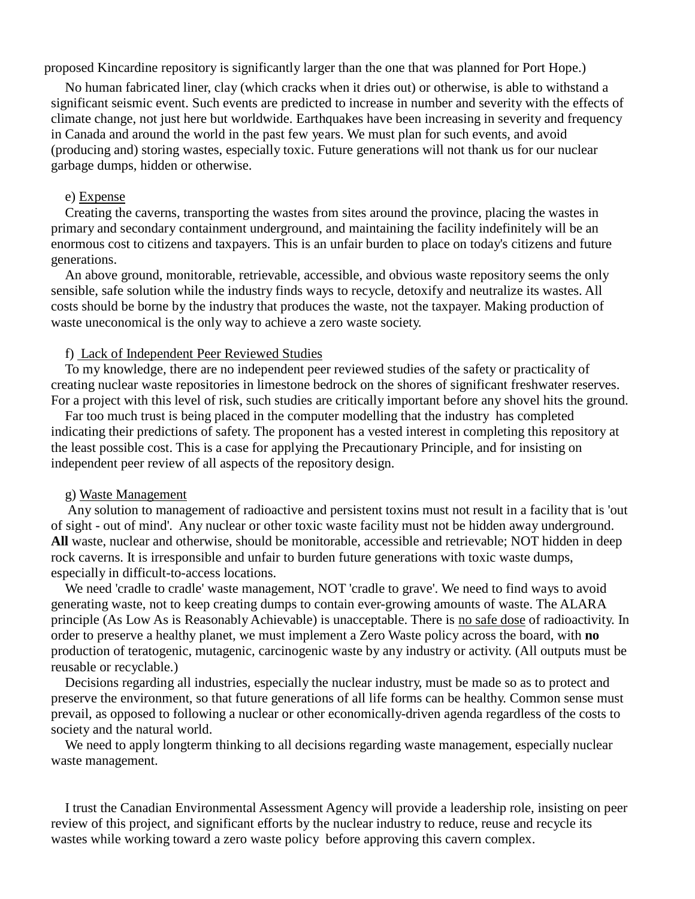proposed Kincardine repository is significantly larger than the one that was planned for Port Hope.)

No human fabricated liner, clay (which cracks when it dries out) or otherwise, is able to withstand a significant seismic event. Such events are predicted to increase in number and severity with the effects of climate change, not just here but worldwide. Earthquakes have been increasing in severity and frequency in Canada and around the world in the past few years. We must plan for such events, and avoid (producing and) storing wastes, especially toxic. Future generations will not thank us for our nuclear garbage dumps, hidden or otherwise.

e) <u>Expense</u>

Creating the caverns, transporting the wastes from sites around the province, placing the wastes in primary and secondary containment underground, and maintaining the facility indefinitely will be an enormous cost to citizens and taxpayers. This is an unfair burden to place on today's citizens and future generations.

An above ground, monitorable, retrievable, accessible, and obvious waste repository seems the only sensible, safe solution while the industry finds ways to recycle, detoxify and neutralize its wastes. All costs should be borne by the industry that produces the waste, not the taxpayer. Making production of waste uneconomical is the only way to achieve a zero waste society.

f) <u>Lack of Independent Peer Reviewed Studies</u>

To my knowledge, there are no independent peer reviewed studies of the safety or practicality of creating nuclear waste repositories in limestone bedrock on the shores of significant freshwater reserves. For a project with this level of risk, such studies are critically important before any shovel hits the ground.

Far too much trust is being placed in the computer modelling that the industry has completed indicating their predictions of safety. The proponent has a vested interest in completing this repository at the least possible cost. This is a case for applying the Precautionary Principle, and for insisting on independent peer review of all aspects of the repository design.

g) <u>Waste Management</u>

Any solution to management of radioactive and persistent toxins must not result in a facility that is 'out of sight - out of mind'. Any nuclear or other toxic waste facility must not be hidden away underground. **All** waste, nuclear and otherwise, should be monitorable, accessible and retrievable; NOT hidden in deep rock caverns. It is irresponsible and unfair to burden future generations with toxic waste dumps, especially in difficult-to-access locations.

We need 'cradle to cradle' waste management, NOT 'cradle to grave'. We need to find ways to avoid generating waste, not to keep creating dumps to contain ever-growing amounts of waste. The ALARA principle (As Low As is Reasonably Achievable) is unacceptable. There is <u>no safe dose</u> of radioactivity. In order to preserve a healthy planet, we must implement a Zero Waste policy across the board, with **no** production of teratogenic, mutagenic, carcinogenic waste by any industry or activity. (All outputs must be reusable or recyclable.)

Decisions regarding all industries, especially the nuclear industry, must be made so as to protect and preserve the environment, so that future generations of all life forms can be healthy. Common sense must prevail, as opposed to following a nuclear or other economically-driven agenda regardless of the costs to society and the natural world.

We need to apply longterm thinking to all decisions regarding waste management, especially nuclear waste management.

I trust the Canadian Environmental Assessment Agency will provide a leadership role, insisting on peer review of this project, and significant efforts by the nuclear industry to reduce, reuse and recycle its wastes while working toward a zero waste policy before approving this cavern complex.